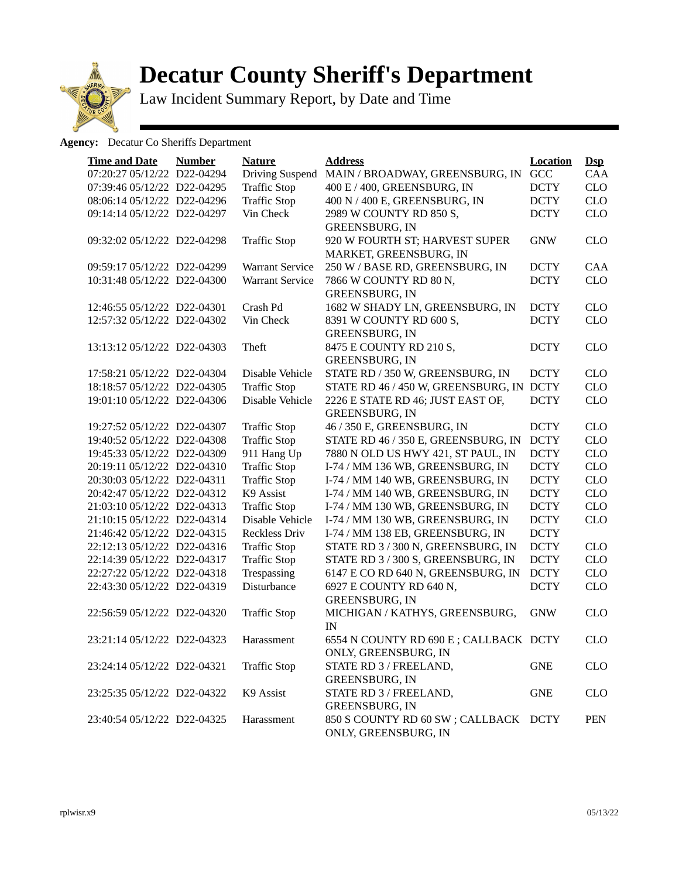# Decatur County Sheriff's Department

Law Incident Summary Report, by Date and Time

**Agency:** Decatur Co Sheriffs Department

| Time and Date | Number | Nature | Address | Location | Dsp |
|---|---|---|---|---|---|
| 07:20:27 05/12/22 | D22-04294 | Driving Suspend | MAIN / BROADWAY, GREENSBURG, IN | GCC | CAA |
| 07:39:46 05/12/22 | D22-04295 | Traffic Stop | 400 E / 400, GREENSBURG, IN | DCTY | CLO |
| 08:06:14 05/12/22 | D22-04296 | Traffic Stop | 400 N / 400 E, GREENSBURG, IN | DCTY | CLO |
| 09:14:14 05/12/22 | D22-04297 | Vin Check | 2989 W COUNTY RD 850 S, GREENSBURG, IN | DCTY | CLO |
| 09:32:02 05/12/22 | D22-04298 | Traffic Stop | 920 W FOURTH ST; HARVEST SUPER MARKET, GREENSBURG, IN | GNW | CLO |
| 09:59:17 05/12/22 | D22-04299 | Warrant Service | 250 W / BASE RD, GREENSBURG, IN | DCTY | CAA |
| 10:31:48 05/12/22 | D22-04300 | Warrant Service | 7866 W COUNTY RD 80 N, GREENSBURG, IN | DCTY | CLO |
| 12:46:55 05/12/22 | D22-04301 | Crash Pd | 1682 W SHADY LN, GREENSBURG, IN | DCTY | CLO |
| 12:57:32 05/12/22 | D22-04302 | Vin Check | 8391 W COUNTY RD 600 S, GREENSBURG, IN | DCTY | CLO |
| 13:13:12 05/12/22 | D22-04303 | Theft | 8475 E COUNTY RD 210 S, GREENSBURG, IN | DCTY | CLO |
| 17:58:21 05/12/22 | D22-04304 | Disable Vehicle | STATE RD / 350 W, GREENSBURG, IN | DCTY | CLO |
| 18:18:57 05/12/22 | D22-04305 | Traffic Stop | STATE RD 46 / 450 W, GREENSBURG, IN | DCTY | CLO |
| 19:01:10 05/12/22 | D22-04306 | Disable Vehicle | 2226 E STATE RD 46; JUST EAST OF, GREENSBURG, IN | DCTY | CLO |
| 19:27:52 05/12/22 | D22-04307 | Traffic Stop | 46 / 350 E, GREENSBURG, IN | DCTY | CLO |
| 19:40:52 05/12/22 | D22-04308 | Traffic Stop | STATE RD 46 / 350 E, GREENSBURG, IN | DCTY | CLO |
| 19:45:33 05/12/22 | D22-04309 | 911 Hang Up | 7880 N OLD US HWY 421, ST PAUL, IN | DCTY | CLO |
| 20:19:11 05/12/22 | D22-04310 | Traffic Stop | I-74 / MM 136 WB, GREENSBURG, IN | DCTY | CLO |
| 20:30:03 05/12/22 | D22-04311 | Traffic Stop | I-74 / MM 140 WB, GREENSBURG, IN | DCTY | CLO |
| 20:42:47 05/12/22 | D22-04312 | K9 Assist | I-74 / MM 140 WB, GREENSBURG, IN | DCTY | CLO |
| 21:03:10 05/12/22 | D22-04313 | Traffic Stop | I-74 / MM 130 WB, GREENSBURG, IN | DCTY | CLO |
| 21:10:15 05/12/22 | D22-04314 | Disable Vehicle | I-74 / MM 130 WB, GREENSBURG, IN | DCTY | CLO |
| 21:46:42 05/12/22 | D22-04315 | Reckless Driv | I-74 / MM 138 EB, GREENSBURG, IN | DCTY | |
| 22:12:13 05/12/22 | D22-04316 | Traffic Stop | STATE RD 3 / 300 N, GREENSBURG, IN | DCTY | CLO |
| 22:14:39 05/12/22 | D22-04317 | Traffic Stop | STATE RD 3 / 300 S, GREENSBURG, IN | DCTY | CLO |
| 22:27:22 05/12/22 | D22-04318 | Trespassing | 6147 E CO RD 640 N, GREENSBURG, IN | DCTY | CLO |
| 22:43:30 05/12/22 | D22-04319 | Disturbance | 6927 E COUNTY RD 640 N, GREENSBURG, IN | DCTY | CLO |
| 22:56:59 05/12/22 | D22-04320 | Traffic Stop | MICHIGAN / KATHYS, GREENSBURG, IN | GNW | CLO |
| 23:21:14 05/12/22 | D22-04323 | Harassment | 6554 N COUNTY RD 690 E ; CALLBACK ONLY, GREENSBURG, IN | DCTY | CLO |
| 23:24:14 05/12/22 | D22-04321 | Traffic Stop | STATE RD 3 / FREELAND, GREENSBURG, IN | GNE | CLO |
| 23:25:35 05/12/22 | D22-04322 | K9 Assist | STATE RD 3 / FREELAND, GREENSBURG, IN | GNE | CLO |
| 23:40:54 05/12/22 | D22-04325 | Harassment | 850 S COUNTY RD 60 SW ; CALLBACK ONLY, GREENSBURG, IN | DCTY | PEN |

rplwisr.x9 05/13/22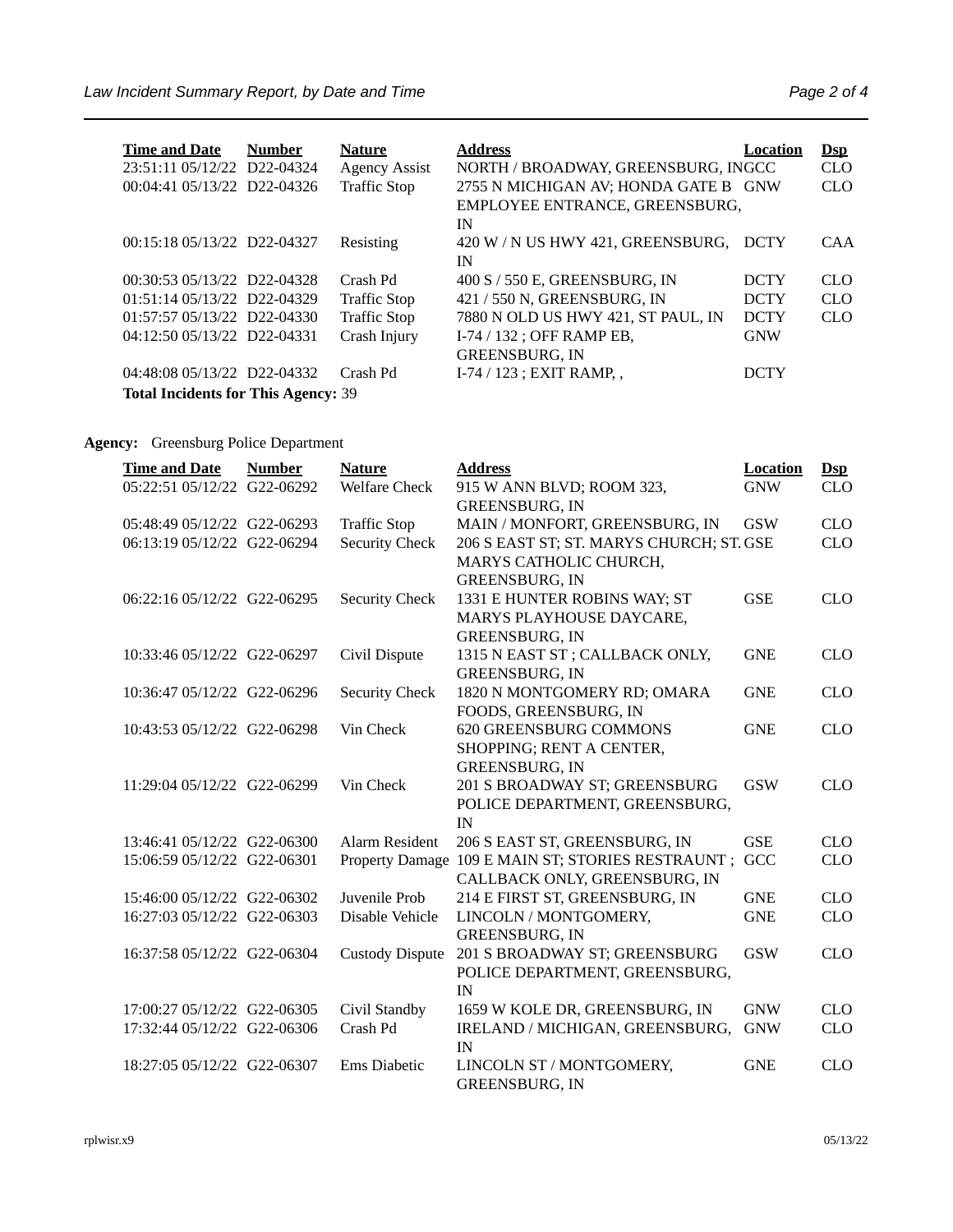| Time and Date | Number | Nature | Address | Location | Dsp |
|---|---|---|---|---|---|
| 23:51:11 05/12/22 | D22-04324 | Agency Assist | NORTH / BROADWAY, GREENSBURG, IN | GCC | CLO |
| 00:04:41 05/13/22 | D22-04326 | Traffic Stop | 2755 N MICHIGAN AV; HONDA GATE B EMPLOYEE ENTRANCE, GREENSBURG, IN | GNW | CLO |
| 00:15:18 05/13/22 | D22-04327 | Resisting | 420 W / N US HWY 421, GREENSBURG, IN | DCTY | CAA |
| 00:30:53 05/13/22 | D22-04328 | Crash Pd | 400 S / 550 E, GREENSBURG, IN | DCTY | CLO |
| 01:51:14 05/13/22 | D22-04329 | Traffic Stop | 421 / 550 N, GREENSBURG, IN | DCTY | CLO |
| 01:57:57 05/13/22 | D22-04330 | Traffic Stop | 7880 N OLD US HWY 421, ST PAUL, IN | DCTY | CLO |
| 04:12:50 05/13/22 | D22-04331 | Crash Injury | I-74 / 132 ; OFF RAMP EB, GREENSBURG, IN | GNW | |
| 04:48:08 05/13/22 | D22-04332 | Crash Pd | I-74 / 123 ; EXIT RAMP, , | DCTY | |

**Total Incidents for This Agency:** 39

**Agency:** Greensburg Police Department

| Time and Date | Number | Nature | Address | Location | Dsp |
|---|---|---|---|---|---|
| 05:22:51 05/12/22 | G22-06292 | Welfare Check | 915 W ANN BLVD; ROOM 323, GREENSBURG, IN | GNW | CLO |
| 05:48:49 05/12/22 | G22-06293 | Traffic Stop | MAIN / MONFORT, GREENSBURG, IN | GSW | CLO |
| 06:13:19 05/12/22 | G22-06294 | Security Check | 206 S EAST ST; ST. MARYS CHURCH; ST. MARYS CATHOLIC CHURCH, GREENSBURG, IN | GSE | CLO |
| 06:22:16 05/12/22 | G22-06295 | Security Check | 1331 E HUNTER ROBINS WAY; ST MARYS PLAYHOUSE DAYCARE, GREENSBURG, IN | GSE | CLO |
| 10:33:46 05/12/22 | G22-06297 | Civil Dispute | 1315 N EAST ST ; CALLBACK ONLY, GREENSBURG, IN | GNE | CLO |
| 10:36:47 05/12/22 | G22-06296 | Security Check | 1820 N MONTGOMERY RD; OMARA FOODS, GREENSBURG, IN | GNE | CLO |
| 10:43:53 05/12/22 | G22-06298 | Vin Check | 620 GREENSBURG COMMONS SHOPPING; RENT A CENTER, GREENSBURG, IN | GNE | CLO |
| 11:29:04 05/12/22 | G22-06299 | Vin Check | 201 S BROADWAY ST; GREENSBURG POLICE DEPARTMENT, GREENSBURG, IN | GSW | CLO |
| 13:46:41 05/12/22 | G22-06300 | Alarm Resident | 206 S EAST ST, GREENSBURG, IN | GSE | CLO |
| 15:06:59 05/12/22 | G22-06301 | Property Damage | 109 E MAIN ST; STORIES RESTRAUNT ; CALLBACK ONLY, GREENSBURG, IN | GCC | CLO |
| 15:46:00 05/12/22 | G22-06302 | Juvenile Prob | 214 E FIRST ST, GREENSBURG, IN | GNE | CLO |
| 16:27:03 05/12/22 | G22-06303 | Disable Vehicle | LINCOLN / MONTGOMERY, GREENSBURG, IN | GNE | CLO |
| 16:37:58 05/12/22 | G22-06304 | Custody Dispute | 201 S BROADWAY ST; GREENSBURG POLICE DEPARTMENT, GREENSBURG, IN | GSW | CLO |
| 17:00:27 05/12/22 | G22-06305 | Civil Standby | 1659 W KOLE DR, GREENSBURG, IN | GNW | CLO |
| 17:32:44 05/12/22 | G22-06306 | Crash Pd | IRELAND / MICHIGAN, GREENSBURG, IN | GNW | CLO |
| 18:27:05 05/12/22 | G22-06307 | Ems Diabetic | LINCOLN ST / MONTGOMERY, GREENSBURG, IN | GNE | CLO |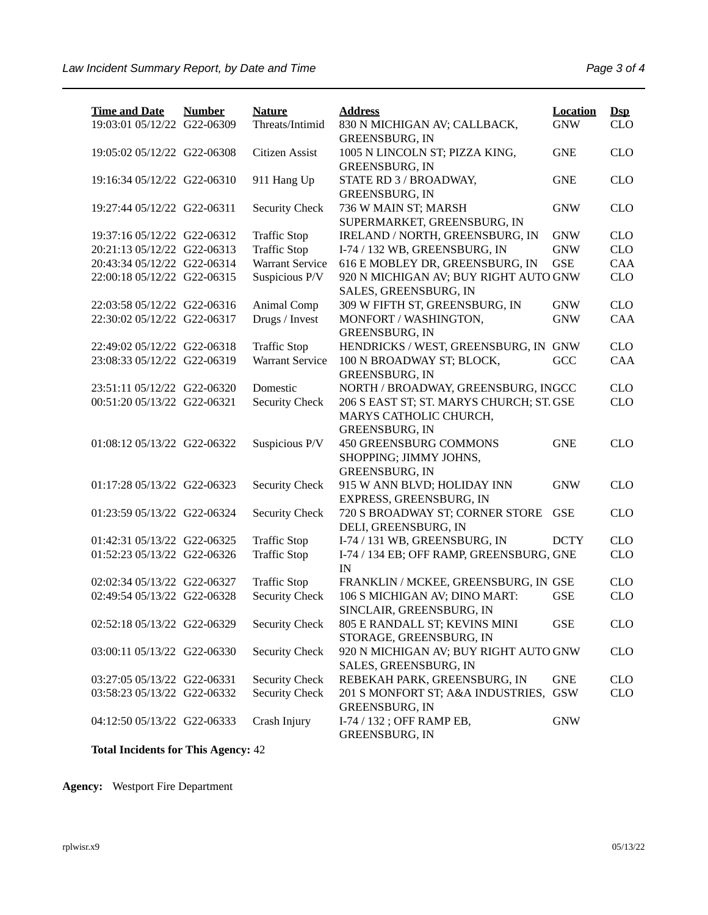| Time and Date | Number | Nature | Address | Location | Dsp |
|---|---|---|---|---|---|
| 19:03:01 05/12/22 | G22-06309 | Threats/Intimid | 830 N MICHIGAN AV; CALLBACK, GREENSBURG, IN | GNW | CLO |
| 19:05:02 05/12/22 | G22-06308 | Citizen Assist | 1005 N LINCOLN ST; PIZZA KING, GREENSBURG, IN | GNE | CLO |
| 19:16:34 05/12/22 | G22-06310 | 911 Hang Up | STATE RD 3 / BROADWAY, GREENSBURG, IN | GNE | CLO |
| 19:27:44 05/12/22 | G22-06311 | Security Check | 736 W MAIN ST; MARSH SUPERMARKET, GREENSBURG, IN | GNW | CLO |
| 19:37:16 05/12/22 | G22-06312 | Traffic Stop | IRELAND / NORTH, GREENSBURG, IN | GNW | CLO |
| 20:21:13 05/12/22 | G22-06313 | Traffic Stop | I-74 / 132 WB, GREENSBURG, IN | GNW | CLO |
| 20:43:34 05/12/22 | G22-06314 | Warrant Service | 616 E MOBLEY DR, GREENSBURG, IN | GSE | CAA |
| 22:00:18 05/12/22 | G22-06315 | Suspicious P/V | 920 N MICHIGAN AV; BUY RIGHT AUTO SALES, GREENSBURG, IN | GNW | CLO |
| 22:03:58 05/12/22 | G22-06316 | Animal Comp | 309 W FIFTH ST, GREENSBURG, IN | GNW | CLO |
| 22:30:02 05/12/22 | G22-06317 | Drugs / Invest | MONFORT / WASHINGTON, GREENSBURG, IN | GNW | CAA |
| 22:49:02 05/12/22 | G22-06318 | Traffic Stop | HENDRICKS / WEST, GREENSBURG, IN | GNW | CLO |
| 23:08:33 05/12/22 | G22-06319 | Warrant Service | 100 N BROADWAY ST; BLOCK, GREENSBURG, IN | GCC | CAA |
| 23:51:11 05/12/22 | G22-06320 | Domestic | NORTH / BROADWAY, GREENSBURG, IN | GCC | CLO |
| 00:51:20 05/13/22 | G22-06321 | Security Check | 206 S EAST ST; ST. MARYS CHURCH; ST. MARYS CATHOLIC CHURCH, GREENSBURG, IN | GSE | CLO |
| 01:08:12 05/13/22 | G22-06322 | Suspicious P/V | 450 GREENSBURG COMMONS SHOPPING; JIMMY JOHNS, GREENSBURG, IN | GNE | CLO |
| 01:17:28 05/13/22 | G22-06323 | Security Check | 915 W ANN BLVD; HOLIDAY INN EXPRESS, GREENSBURG, IN | GNW | CLO |
| 01:23:59 05/13/22 | G22-06324 | Security Check | 720 S BROADWAY ST; CORNER STORE DELI, GREENSBURG, IN | GSE | CLO |
| 01:42:31 05/13/22 | G22-06325 | Traffic Stop | I-74 / 131 WB, GREENSBURG, IN | DCTY | CLO |
| 01:52:23 05/13/22 | G22-06326 | Traffic Stop | I-74 / 134 EB; OFF RAMP, GREENSBURG, IN | GNE | CLO |
| 02:02:34 05/13/22 | G22-06327 | Traffic Stop | FRANKLIN / MCKEE, GREENSBURG, IN | GSE | CLO |
| 02:49:54 05/13/22 | G22-06328 | Security Check | 106 S MICHIGAN AV; DINO MART: SINCLAIR, GREENSBURG, IN | GSE | CLO |
| 02:52:18 05/13/22 | G22-06329 | Security Check | 805 E RANDALL ST; KEVINS MINI STORAGE, GREENSBURG, IN | GSE | CLO |
| 03:00:11 05/13/22 | G22-06330 | Security Check | 920 N MICHIGAN AV; BUY RIGHT AUTO SALES, GREENSBURG, IN | GNW | CLO |
| 03:27:05 05/13/22 | G22-06331 | Security Check | REBEKAH PARK, GREENSBURG, IN | GNE | CLO |
| 03:58:23 05/13/22 | G22-06332 | Security Check | 201 S MONFORT ST; A&A INDUSTRIES, GREENSBURG, IN | GSW | CLO |
| 04:12:50 05/13/22 | G22-06333 | Crash Injury | I-74 / 132 ; OFF RAMP EB, GREENSBURG, IN | GNW | |

**Total Incidents for This Agency:** 42

**Agency:** Westport Fire Department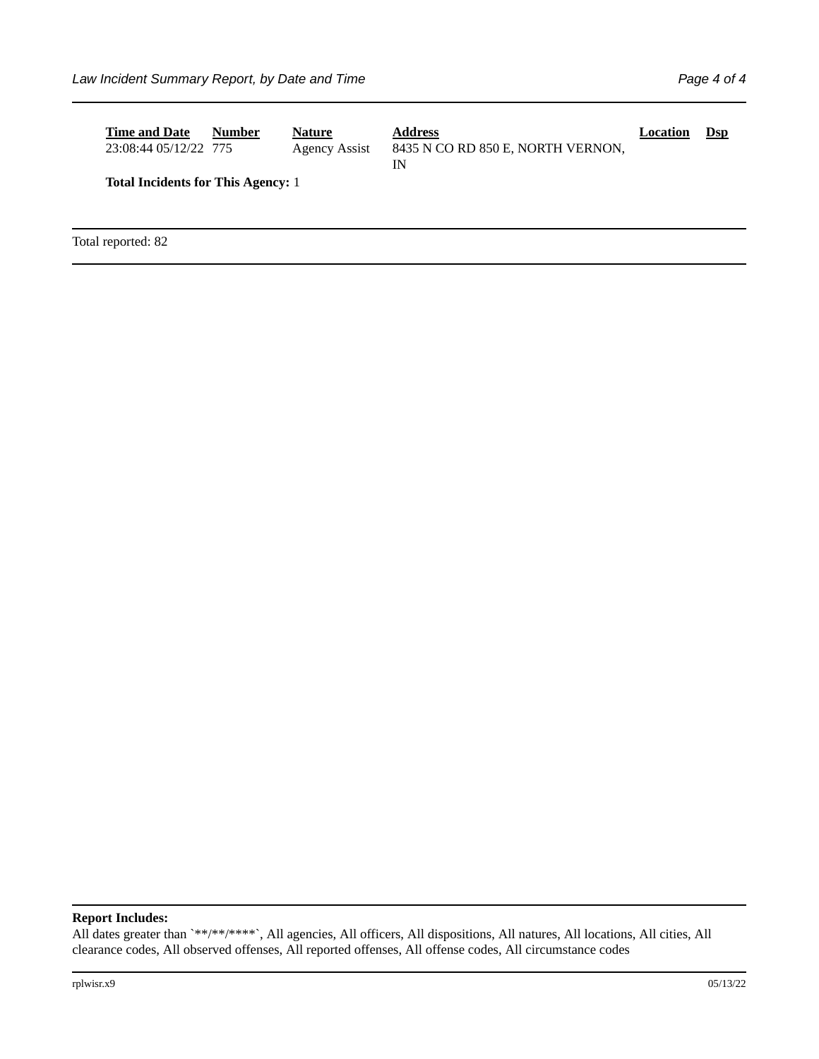| Time and Date | Number | Nature | Address | Location | Dsp |
|---|---|---|---|---|---|
| 23:08:44 05/12/22 | 775 | Agency Assist | 8435 N CO RD 850 E, NORTH VERNON, IN | | |

**Total Incidents for This Agency:** 1

Total reported: 82

**Report Includes:**

All dates greater than `**/**/****`, All agencies, All officers, All dispositions, All natures, All locations, All cities, All clearance codes, All observed offenses, All reported offenses, All offense codes, All circumstance codes

rplwisr.x9 05/13/22